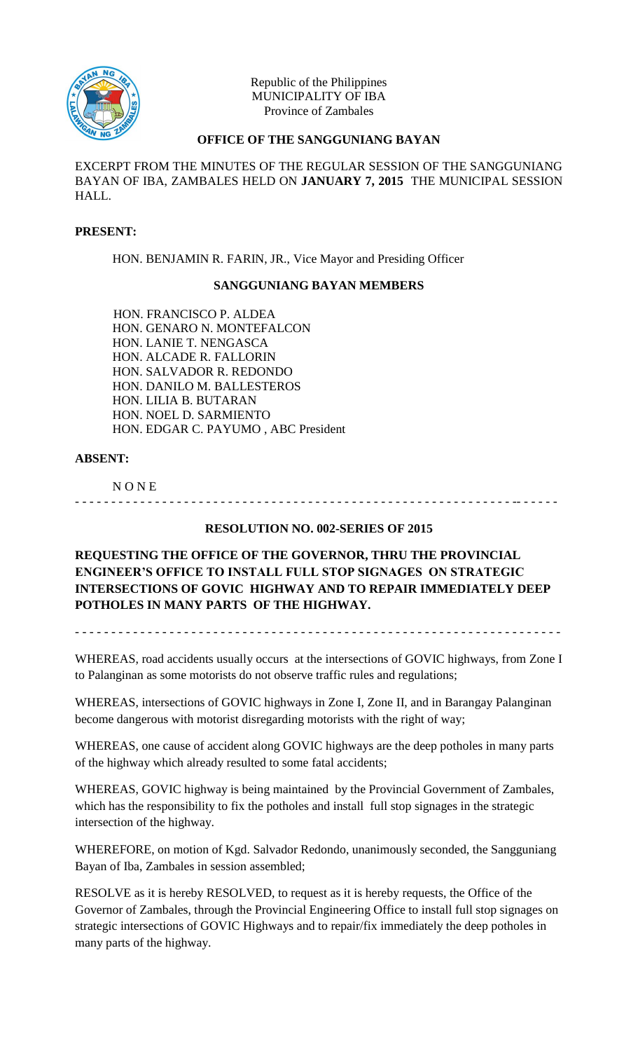Republic of the Philippines
MUNICIPALITY OF IBA
Province of Zambales

**OFFICE OF THE SANGGUNIANG BAYAN**

EXCERPT FROM THE MINUTES OF THE REGULAR SESSION OF THE SANGGUNIANG BAYAN OF IBA, ZAMBALES HELD ON **JANUARY 7, 2015** THE MUNICIPAL SESSION HALL.

**PRESENT:**

HON. BENJAMIN R. FARIN, JR., Vice Mayor and Presiding Officer

**SANGGUNIANG BAYAN MEMBERS**

HON. FRANCISCO P. ALDEA
HON. GENARO N. MONTEFALCON
HON. LANIE T. NENGASCA
HON. ALCADE R. FALLORIN
HON. SALVADOR R. REDONDO
HON. DANILO M. BALLESTEROS
HON. LILIA B. BUTARAN
HON. NOEL D. SARMIENTO
HON. EDGAR C. PAYUMO , ABC President

**ABSENT:**

N O N E

- - - - - - - - - - - - - - - - - - - - - - - - - - - - - - - - - - - - - - - - - - - - - - - - - - - - - - - - - - - - - - - - -

**RESOLUTION NO. 002-SERIES OF 2015**

**REQUESTING THE OFFICE OF THE GOVERNOR, THRU THE PROVINCIAL ENGINEER'S OFFICE TO INSTALL FULL STOP SIGNAGES ON STRATEGIC INTERSECTIONS OF GOVIC HIGHWAY AND TO REPAIR IMMEDIATELY DEEP POTHOLES IN MANY PARTS OF THE HIGHWAY.**

- - - - - - - - - - - - - - - - - - - - - - - - - - - - - - - - - - - - - - - - - - - - - - - - - - - - - - - - - - - - - - - - -

WHEREAS, road accidents usually occurs at the intersections of GOVIC highways, from Zone I to Palanginan as some motorists do not observe traffic rules and regulations;

WHEREAS, intersections of GOVIC highways in Zone I, Zone II, and in Barangay Palanginan become dangerous with motorist disregarding motorists with the right of way;

WHEREAS, one cause of accident along GOVIC highways are the deep potholes in many parts of the highway which already resulted to some fatal accidents;

WHEREAS, GOVIC highway is being maintained by the Provincial Government of Zambales, which has the responsibility to fix the potholes and install full stop signages in the strategic intersection of the highway.

WHEREFORE, on motion of Kgd. Salvador Redondo, unanimously seconded, the Sangguniang Bayan of Iba, Zambales in session assembled;

RESOLVE as it is hereby RESOLVED, to request as it is hereby requests, the Office of the Governor of Zambales, through the Provincial Engineering Office to install full stop signages on strategic intersections of GOVIC Highways and to repair/fix immediately the deep potholes in many parts of the highway.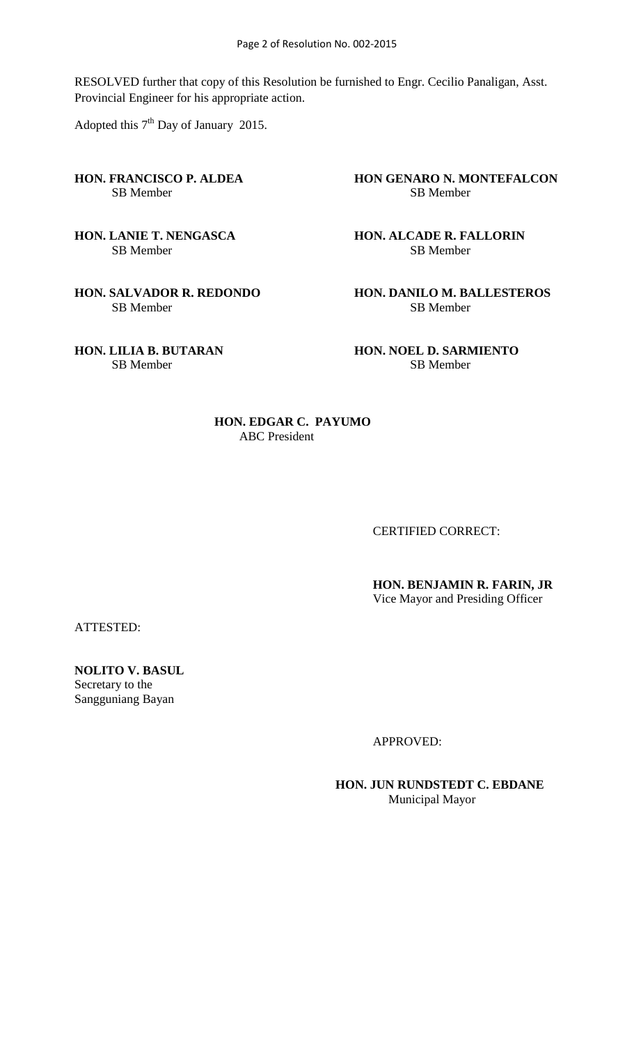RESOLVED further that copy of this Resolution be furnished to Engr. Cecilio Panaligan, Asst. Provincial Engineer for his appropriate action.

Adopted this 7th Day of January 2015.

**HON. FRANCISCO P. ALDEA**
SB Member

**HON GENARO N. MONTEFALCON**
SB Member

**HON. LANIE T. NENGASCA**
SB Member

**HON. ALCADE R. FALLORIN**
SB Member

**HON. SALVADOR R. REDONDO**
SB Member

**HON. DANILO M. BALLESTEROS**
SB Member

**HON. LILIA B. BUTARAN**
SB Member

**HON. NOEL D. SARMIENTO**
SB Member

**HON. EDGAR C. PAYUMO**
ABC President

CERTIFIED CORRECT:

**HON. BENJAMIN R. FARIN, JR**
Vice Mayor and Presiding Officer

ATTESTED:

**NOLITO V. BASUL**
Secretary to the
Sangguniang Bayan

APPROVED:

**HON. JUN RUNDSTEDT C. EBDANE**
Municipal Mayor